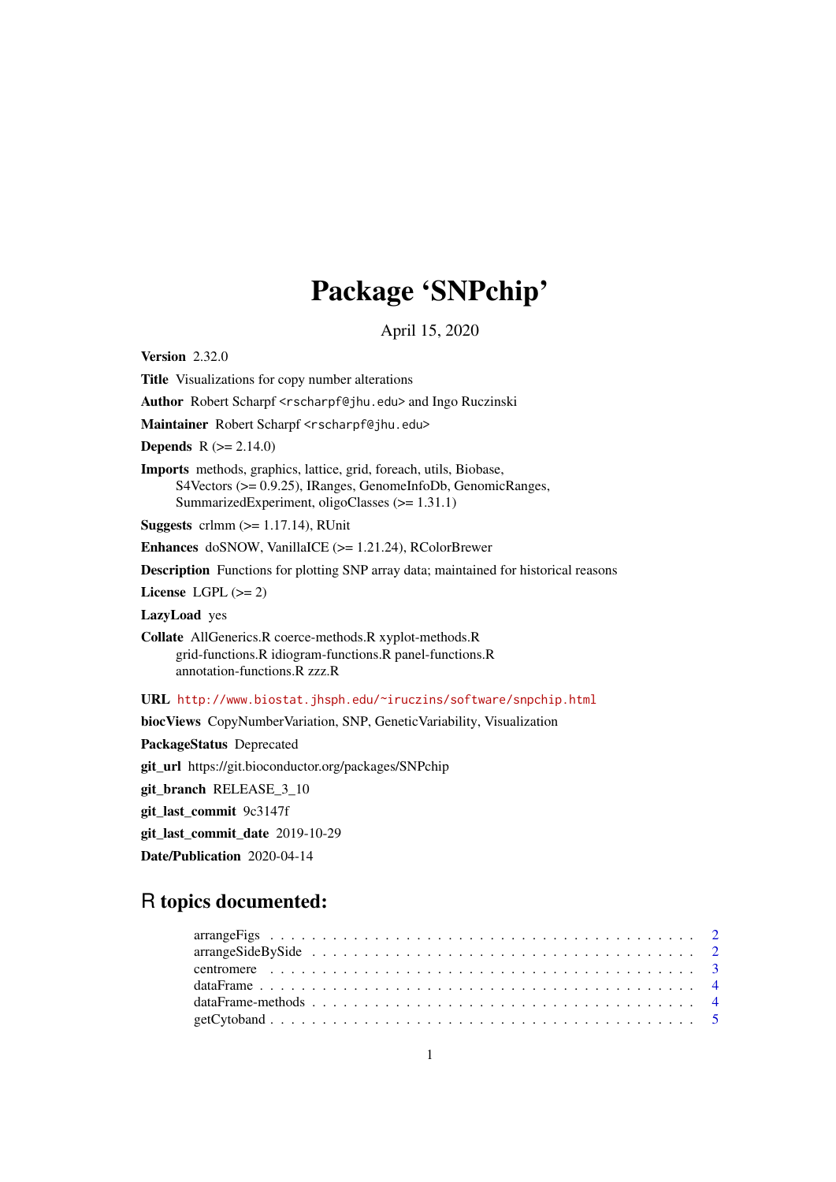# Package 'SNPchip'

April 15, 2020

**Version** 2.32.0

**Title** Visualizations for copy number alterations

**Author** Robert Scharpf <rscharpf@jhu.edu> and Ingo Ruczinski

**Maintainer** Robert Scharpf <rscharpf@jhu.edu>

**Depends** R (>= 2.14.0)

**Imports** methods, graphics, lattice, grid, foreach, utils, Biobase, S4Vectors (>= 0.9.25), IRanges, GenomeInfoDb, GenomicRanges, SummarizedExperiment, oligoClasses (>= 1.31.1)

**Suggests** crlmm (>= 1.17.14), RUnit

**Enhances** doSNOW, VanillaICE (>= 1.21.24), RColorBrewer

**Description** Functions for plotting SNP array data; maintained for historical reasons

**License** LGPL (>= 2)

**LazyLoad** yes

**Collate** AllGenerics.R coerce-methods.R xyplot-methods.R grid-functions.R idiogram-functions.R panel-functions.R annotation-functions.R zzz.R

**URL** http://www.biostat.jhsph.edu/~iruczins/software/snpchip.html

**biocViews** CopyNumberVariation, SNP, GeneticVariability, Visualization

**PackageStatus** Deprecated

**git_url** https://git.bioconductor.org/packages/SNPchip

**git_branch** RELEASE_3_10

**git_last_commit** 9c3147f

**git_last_commit_date** 2019-10-29

**Date/Publication** 2020-04-14

## R topics documented:

- arrangeFigs . . . . . . . . . . . . . . . . . . . . . . . . . . . . . . . . . . . . . . . . 2
- arrangeSideBySide . . . . . . . . . . . . . . . . . . . . . . . . . . . . . . . . . . . . 2
- centromere . . . . . . . . . . . . . . . . . . . . . . . . . . . . . . . . . . . . . . . . 3
- dataFrame . . . . . . . . . . . . . . . . . . . . . . . . . . . . . . . . . . . . . . . . . 4
- dataFrame-methods . . . . . . . . . . . . . . . . . . . . . . . . . . . . . . . . . . . 4
- getCytoband . . . . . . . . . . . . . . . . . . . . . . . . . . . . . . . . . . . . . . . 5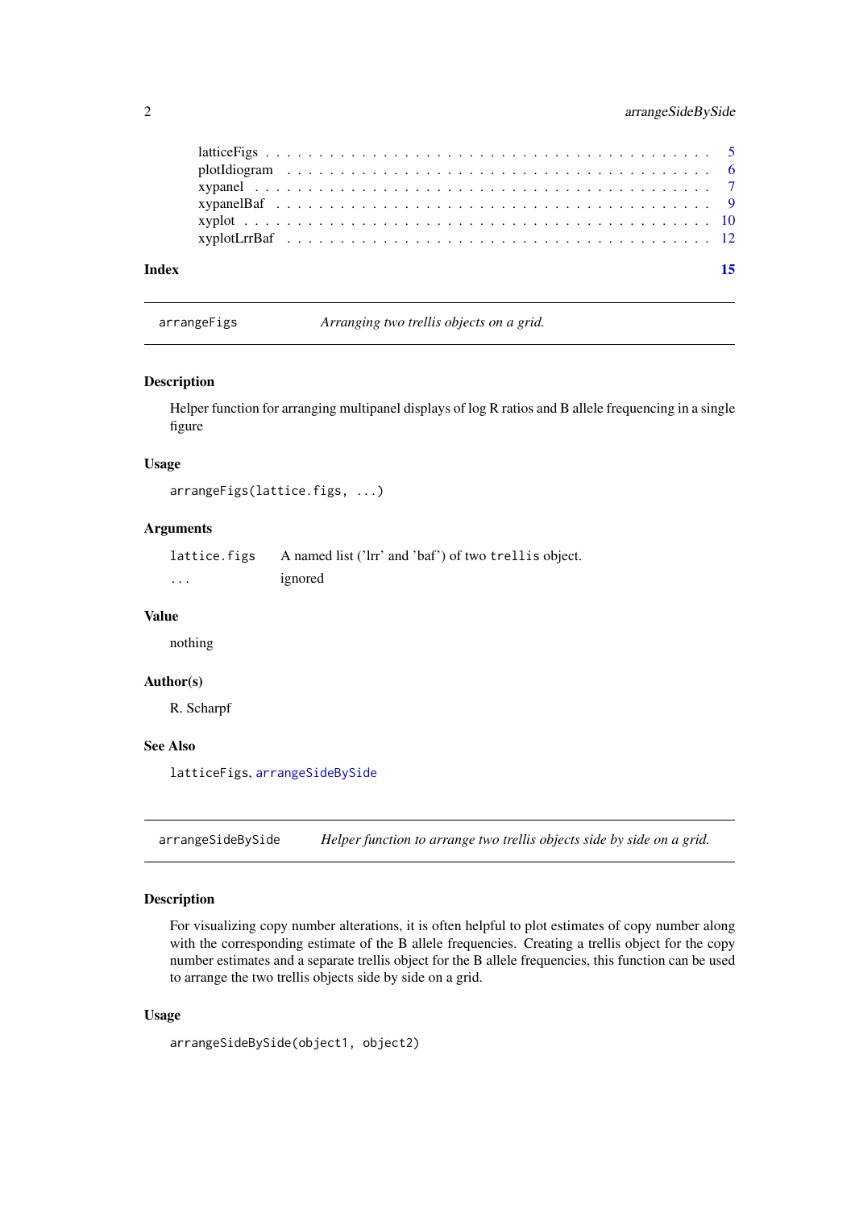latticeFigs . . . . . . . . . . . . . . . . . . . . . . . . . . . . . . . . . . . . . . . . 5
plotIdiogram . . . . . . . . . . . . . . . . . . . . . . . . . . . . . . . . . . . . . . . 6
xypanel . . . . . . . . . . . . . . . . . . . . . . . . . . . . . . . . . . . . . . . . . . 7
xypanelBaf . . . . . . . . . . . . . . . . . . . . . . . . . . . . . . . . . . . . . . . . 9
xyplot . . . . . . . . . . . . . . . . . . . . . . . . . . . . . . . . . . . . . . . . . . 10
xyplotLrrBaf . . . . . . . . . . . . . . . . . . . . . . . . . . . . . . . . . . . . . . . 12

**Index** 15

---

`arrangeFigs` *Arranging two trellis objects on a grid.*

---

### Description

Helper function for arranging multipanel displays of log R ratios and B allele frequencing in a single figure

### Usage

```
arrangeFigs(lattice.figs, ...)
```

### Arguments

| | |
|---|---|
| `lattice.figs` | A named list ('lrr' and 'baf') of two `trellis` object. |
| `...` | ignored |

### Value

nothing

### Author(s)

R. Scharpf

### See Also

`latticeFigs`, `arrangeSideBySide`

---

`arrangeSideBySide` *Helper function to arrange two trellis objects side by side on a grid.*

---

### Description

For visualizing copy number alterations, it is often helpful to plot estimates of copy number along with the corresponding estimate of the B allele frequencies. Creating a trellis object for the copy number estimates and a separate trellis object for the B allele frequencies, this function can be used to arrange the two trellis objects side by side on a grid.

### Usage

```
arrangeSideBySide(object1, object2)
```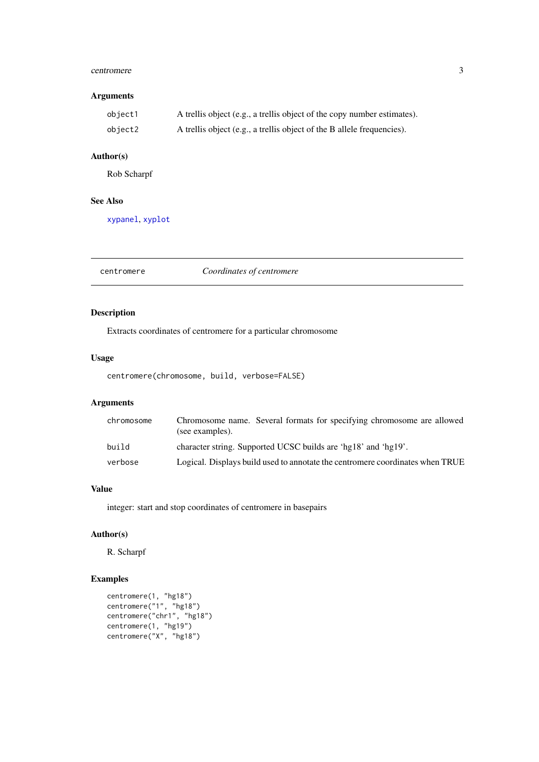## Arguments

| | |
|---|---|
| `object1` | A trellis object (e.g., a trellis object of the copy number estimates). |
| `object2` | A trellis object (e.g., a trellis object of the B allele frequencies). |

## Author(s)

Rob Scharpf

## See Also

`xypanel`, `xyplot`

---

# `centromere` *Coordinates of centromere*

---

## Description

Extracts coordinates of centromere for a particular chromosome

## Usage

```
centromere(chromosome, build, verbose=FALSE)
```

## Arguments

| | |
|---|---|
| `chromosome` | Chromosome name. Several formats for specifying chromosome are allowed (see examples). |
| `build` | character string. Supported UCSC builds are 'hg18' and 'hg19'. |
| `verbose` | Logical. Displays build used to annotate the centromere coordinates when TRUE |

## Value

integer: start and stop coordinates of centromere in basepairs

## Author(s)

R. Scharpf

## Examples

```
centromere(1, "hg18")
centromere("1", "hg18")
centromere("chr1", "hg18")
centromere(1, "hg19")
centromere("X", "hg18")
```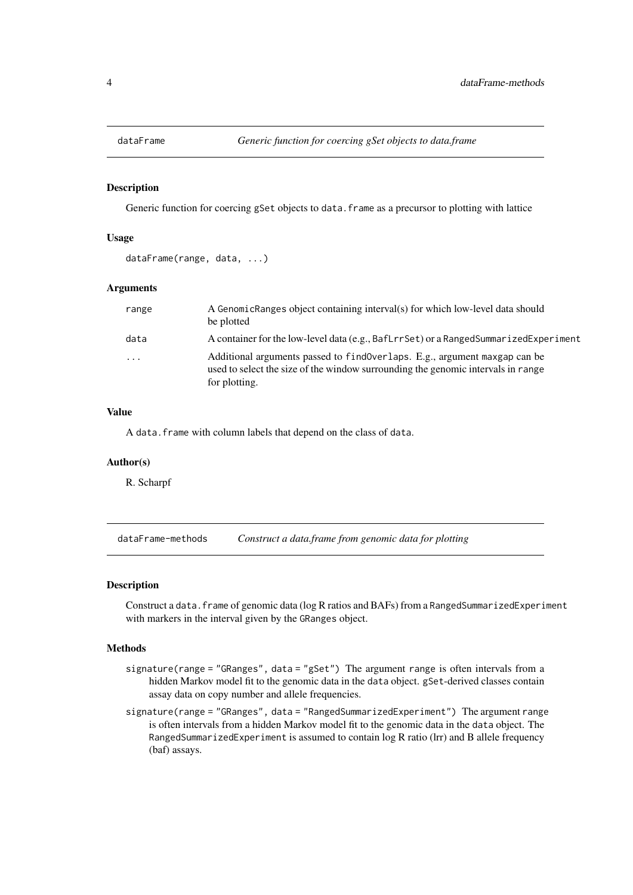## dataFrame — *Generic function for coercing gSet objects to data.frame*

### Description

Generic function for coercing `gSet` objects to `data.frame` as a precursor to plotting with lattice

### Usage

```
dataFrame(range, data, ...)
```

### Arguments

| | |
|---|---|
| `range` | A `GenomicRanges` object containing interval(s) for which low-level data should be plotted |
| `data` | A container for the low-level data (e.g., `BafLrrSet`) or a `RangedSummarizedExperiment` |
| `...` | Additional arguments passed to `findOverlaps`. E.g., argument `maxgap` can be used to select the size of the window surrounding the genomic intervals in `range` for plotting. |

### Value

A `data.frame` with column labels that depend on the class of `data`.

### Author(s)

R. Scharpf

## dataFrame-methods — *Construct a data.frame from genomic data for plotting*

### Description

Construct a `data.frame` of genomic data (log R ratios and BAFs) from a `RangedSummarizedExperiment` with markers in the interval given by the `GRanges` object.

### Methods

- `signature(range = "GRanges", data = "gSet")` The argument `range` is often intervals from a hidden Markov model fit to the genomic data in the `data` object. `gSet`-derived classes contain assay data on copy number and allele frequencies.
- `signature(range = "GRanges", data = "RangedSummarizedExperiment")` The argument `range` is often intervals from a hidden Markov model fit to the genomic data in the `data` object. The `RangedSummarizedExperiment` is assumed to contain log R ratio (lrr) and B allele frequency (baf) assays.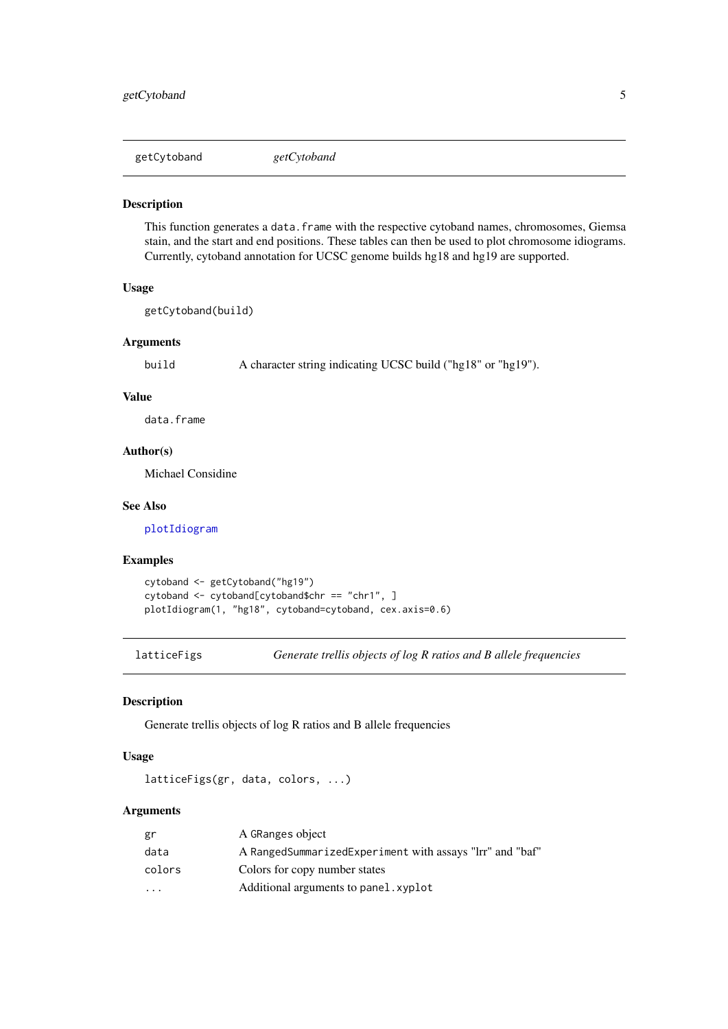## getCytoband — *getCytoband*

### Description

This function generates a `data.frame` with the respective cytoband names, chromosomes, Giemsa stain, and the start and end positions. These tables can then be used to plot chromosome idiograms. Currently, cytoband annotation for UCSC genome builds hg18 and hg19 are supported.

### Usage

```
getCytoband(build)
```

### Arguments

| | |
|---|---|
| `build` | A character string indicating UCSC build ("hg18" or "hg19"). |

### Value

`data.frame`

### Author(s)

Michael Considine

### See Also

`plotIdiogram`

### Examples

```
cytoband <- getCytoband("hg19")
cytoband <- cytoband[cytoband$chr == "chr1", ]
plotIdiogram(1, "hg18", cytoband=cytoband, cex.axis=0.6)
```

## latticeFigs — *Generate trellis objects of log R ratios and B allele frequencies*

### Description

Generate trellis objects of log R ratios and B allele frequencies

### Usage

```
latticeFigs(gr, data, colors, ...)
```

### Arguments

| | |
|---|---|
| `gr` | A `GRanges` object |
| `data` | A `RangedSummarizedExperiment` with assays "lrr" and "baf" |
| `colors` | Colors for copy number states |
| `...` | Additional arguments to `panel.xyplot` |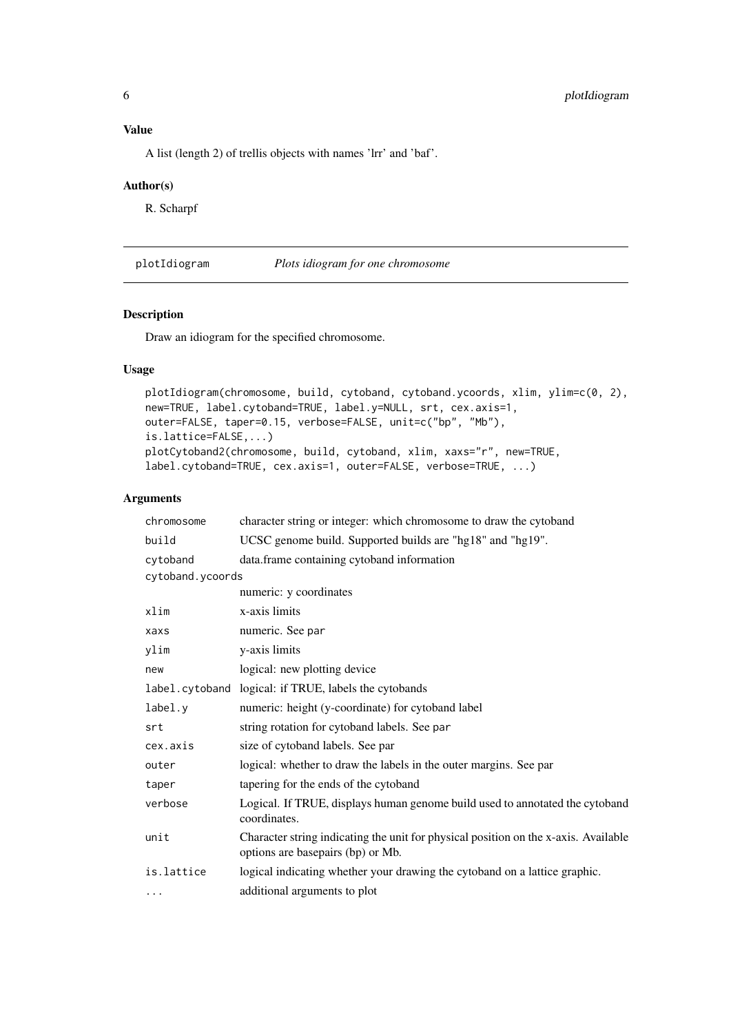### Value

A list (length 2) of trellis objects with names 'lrr' and 'baf'.

### Author(s)

R. Scharpf

---

## plotIdiogram *Plots idiogram for one chromosome*

---

### Description

Draw an idiogram for the specified chromosome.

### Usage

```
plotIdiogram(chromosome, build, cytoband, cytoband.ycoords, xlim, ylim=c(0, 2),
new=TRUE, label.cytoband=TRUE, label.y=NULL, srt, cex.axis=1,
outer=FALSE, taper=0.15, verbose=FALSE, unit=c("bp", "Mb"),
is.lattice=FALSE,...)
plotCytoband2(chromosome, build, cytoband, xlim, xaxs="r", new=TRUE,
label.cytoband=TRUE, cex.axis=1, outer=FALSE, verbose=TRUE, ...)
```

### Arguments

| | |
|---|---|
| `chromosome` | character string or integer: which chromosome to draw the cytoband |
| `build` | UCSC genome build. Supported builds are "hg18" and "hg19". |
| `cytoband` | data.frame containing cytoband information |
| `cytoband.ycoords` | numeric: y coordinates |
| `xlim` | x-axis limits |
| `xaxs` | numeric. See `par` |
| `ylim` | y-axis limits |
| `new` | logical: new plotting device |
| `label.cytoband` | logical: if TRUE, labels the cytobands |
| `label.y` | numeric: height (y-coordinate) for cytoband label |
| `srt` | string rotation for cytoband labels. See `par` |
| `cex.axis` | size of cytoband labels. See par |
| `outer` | logical: whether to draw the labels in the outer margins. See par |
| `taper` | tapering for the ends of the cytoband |
| `verbose` | Logical. If TRUE, displays human genome build used to annotated the cytoband coordinates. |
| `unit` | Character string indicating the unit for physical position on the x-axis. Available options are basepairs (bp) or Mb. |
| `is.lattice` | logical indicating whether your drawing the cytoband on a lattice graphic. |
| `...` | additional arguments to plot |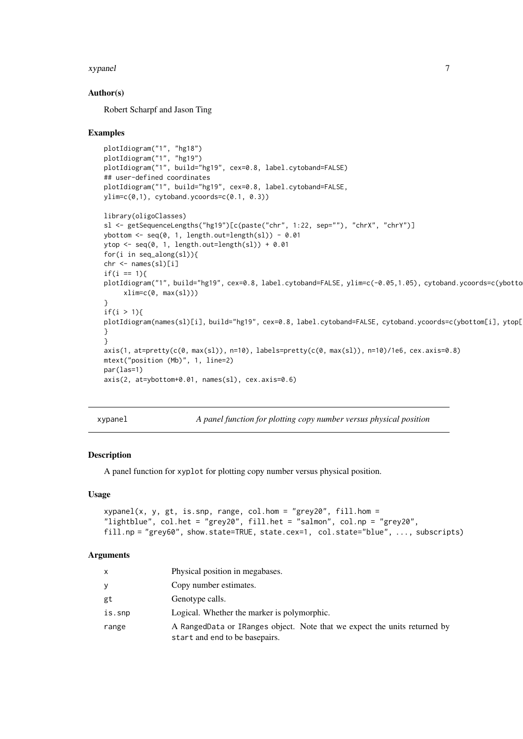## Author(s)

Robert Scharpf and Jason Ting

## Examples

```
plotIdiogram("1", "hg18")
plotIdiogram("1", "hg19")
plotIdiogram("1", build="hg19", cex=0.8, label.cytoband=FALSE)
## user-defined coordinates
plotIdiogram("1", build="hg19", cex=0.8, label.cytoband=FALSE,
ylim=c(0,1), cytoband.ycoords=c(0.1, 0.3))

library(oligoClasses)
sl <- getSequenceLengths("hg19")[c(paste("chr", 1:22, sep=""), "chrX", "chrY")]
ybottom <- seq(0, 1, length.out=length(sl)) - 0.01
ytop <- seq(0, 1, length.out=length(sl)) + 0.01
for(i in seq_along(sl)){
chr <- names(sl)[i]
if(i == 1){
plotIdiogram("1", build="hg19", cex=0.8, label.cytoband=FALSE, ylim=c(-0.05,1.05), cytoband.ycoords=c(ybotto
     xlim=c(0, max(sl)))
}
if(i > 1){
plotIdiogram(names(sl)[i], build="hg19", cex=0.8, label.cytoband=FALSE, cytoband.ycoords=c(ybottom[i], ytop[
}
}
axis(1, at=pretty(c(0, max(sl)), n=10), labels=pretty(c(0, max(sl)), n=10)/1e6, cex.axis=0.8)
mtext("position (Mb)", 1, line=2)
par(las=1)
axis(2, at=ybottom+0.01, names(sl), cex.axis=0.6)
```

---

# xypanel — *A panel function for plotting copy number versus physical position*

## Description

A panel function for xyplot for plotting copy number versus physical position.

## Usage

```
xypanel(x, y, gt, is.snp, range, col.hom = "grey20", fill.hom =
"lightblue", col.het = "grey20", fill.het = "salmon", col.np = "grey20",
fill.np = "grey60", show.state=TRUE, state.cex=1,  col.state="blue", ..., subscripts)
```

## Arguments

| | |
|---|---|
| x | Physical position in megabases. |
| y | Copy number estimates. |
| gt | Genotype calls. |
| is.snp | Logical. Whether the marker is polymorphic. |
| range | A RangedData or IRanges object. Note that we expect the units returned by start and end to be basepairs. |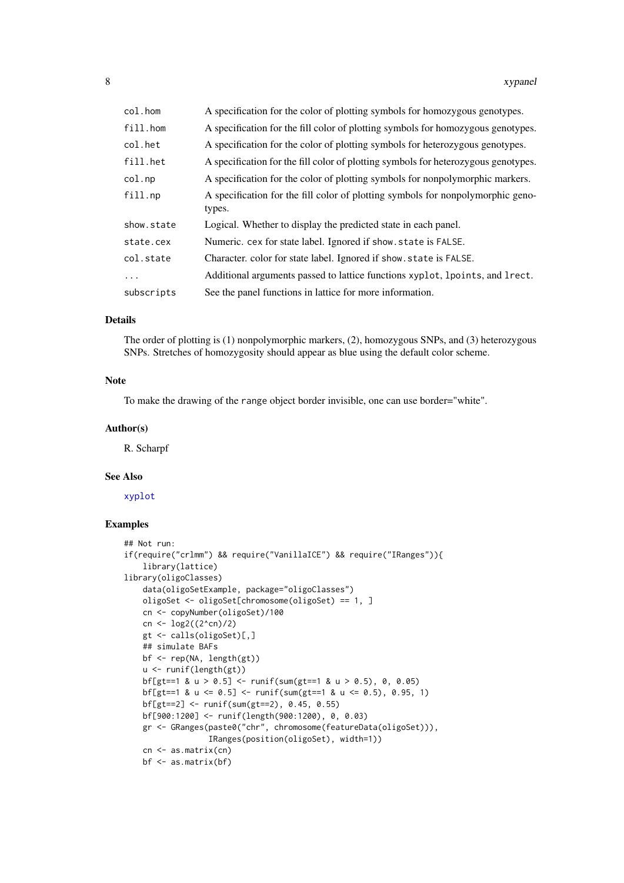| | |
|---|---|
| `col.hom` | A specification for the color of plotting symbols for homozygous genotypes. |
| `fill.hom` | A specification for the fill color of plotting symbols for homozygous genotypes. |
| `col.het` | A specification for the color of plotting symbols for heterozygous genotypes. |
| `fill.het` | A specification for the fill color of plotting symbols for heterozygous genotypes. |
| `col.np` | A specification for the color of plotting symbols for nonpolymorphic markers. |
| `fill.np` | A specification for the fill color of plotting symbols for nonpolymorphic genotypes. |
| `show.state` | Logical. Whether to display the predicted state in each panel. |
| `state.cex` | Numeric. `cex` for state label. Ignored if `show.state` is `FALSE`. |
| `col.state` | Character. color for state label. Ignored if `show.state` is `FALSE`. |
| `...` | Additional arguments passed to lattice functions `xyplot`, `lpoints`, and `lrect`. |
| `subscripts` | See the panel functions in lattice for more information. |

### Details

The order of plotting is (1) nonpolymorphic markers, (2), homozygous SNPs, and (3) heterozygous SNPs. Stretches of homozygosity should appear as blue using the default color scheme.

### Note

To make the drawing of the `range` object border invisible, one can use border="white".

### Author(s)

R. Scharpf

### See Also

`xyplot`

### Examples

```
## Not run:
if(require("crlmm") && require("VanillaICE") && require("IRanges")){
    library(lattice)
library(oligoClasses)
    data(oligoSetExample, package="oligoClasses")
    oligoSet <- oligoSet[chromosome(oligoSet) == 1, ]
    cn <- copyNumber(oligoSet)/100
    cn <- log2((2^cn)/2)
    gt <- calls(oligoSet)[,]
    ## simulate BAFs
    bf <- rep(NA, length(gt))
    u <- runif(length(gt))
    bf[gt==1 & u > 0.5] <- runif(sum(gt==1 & u > 0.5), 0, 0.05)
    bf[gt==1 & u <= 0.5] <- runif(sum(gt==1 & u <= 0.5), 0.95, 1)
    bf[gt==2] <- runif(sum(gt==2), 0.45, 0.55)
    bf[900:1200] <- runif(length(900:1200), 0, 0.03)
    gr <- GRanges(paste0("chr", chromosome(featureData(oligoSet))),
                  IRanges(position(oligoSet), width=1))
    cn <- as.matrix(cn)
    bf <- as.matrix(bf)
```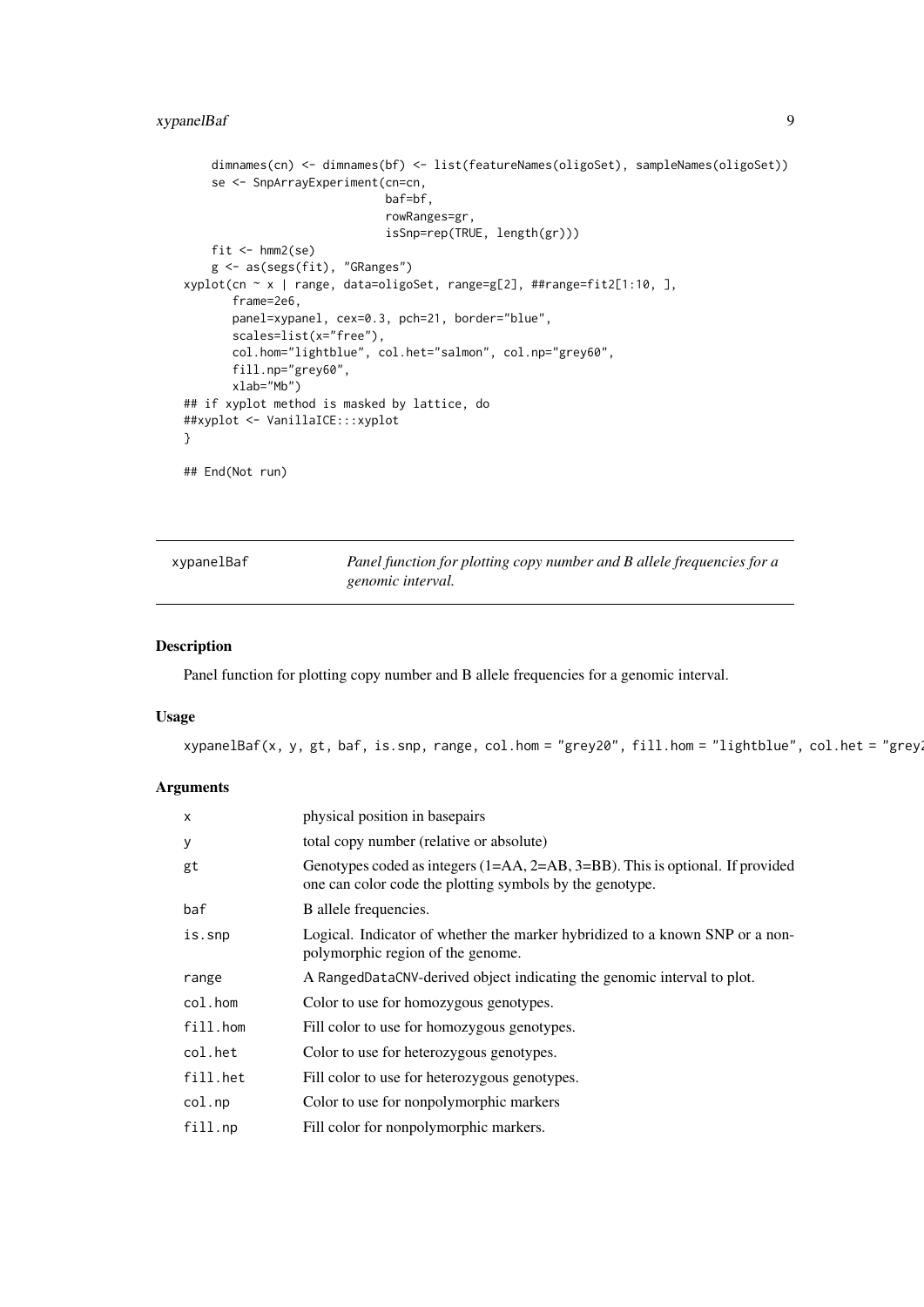```
    dimnames(cn) <- dimnames(bf) <- list(featureNames(oligoSet), sampleNames(oligoSet))
    se <- SnpArrayExperiment(cn=cn,
                             baf=bf,
                             rowRanges=gr,
                             isSnp=rep(TRUE, length(gr)))
    fit <- hmm2(se)
    g <- as(segs(fit), "GRanges")
xyplot(cn ~ x | range, data=oligoSet, range=g[2], ##range=fit2[1:10, ],
       frame=2e6,
       panel=xypanel, cex=0.3, pch=21, border="blue",
       scales=list(x="free"),
       col.hom="lightblue", col.het="salmon", col.np="grey60",
       fill.np="grey60",
       xlab="Mb")
## if xyplot method is masked by lattice, do
##xyplot <- VanillaICE:::xyplot
}

## End(Not run)
```

---

## xypanelBaf

*Panel function for plotting copy number and B allele frequencies for a genomic interval.*

### Description

Panel function for plotting copy number and B allele frequencies for a genomic interval.

### Usage

```
xypanelBaf(x, y, gt, baf, is.snp, range, col.hom = "grey20", fill.hom = "lightblue", col.het = "grey2
```

### Arguments

| | |
|---|---|
| `x` | physical position in basepairs |
| `y` | total copy number (relative or absolute) |
| `gt` | Genotypes coded as integers (1=AA, 2=AB, 3=BB). This is optional. If provided one can color code the plotting symbols by the genotype. |
| `baf` | B allele frequencies. |
| `is.snp` | Logical. Indicator of whether the marker hybridized to a known SNP or a non-polymorphic region of the genome. |
| `range` | A `RangedDataCNV`-derived object indicating the genomic interval to plot. |
| `col.hom` | Color to use for homozygous genotypes. |
| `fill.hom` | Fill color to use for homozygous genotypes. |
| `col.het` | Color to use for heterozygous genotypes. |
| `fill.het` | Fill color to use for heterozygous genotypes. |
| `col.np` | Color to use for nonpolymorphic markers |
| `fill.np` | Fill color for nonpolymorphic markers. |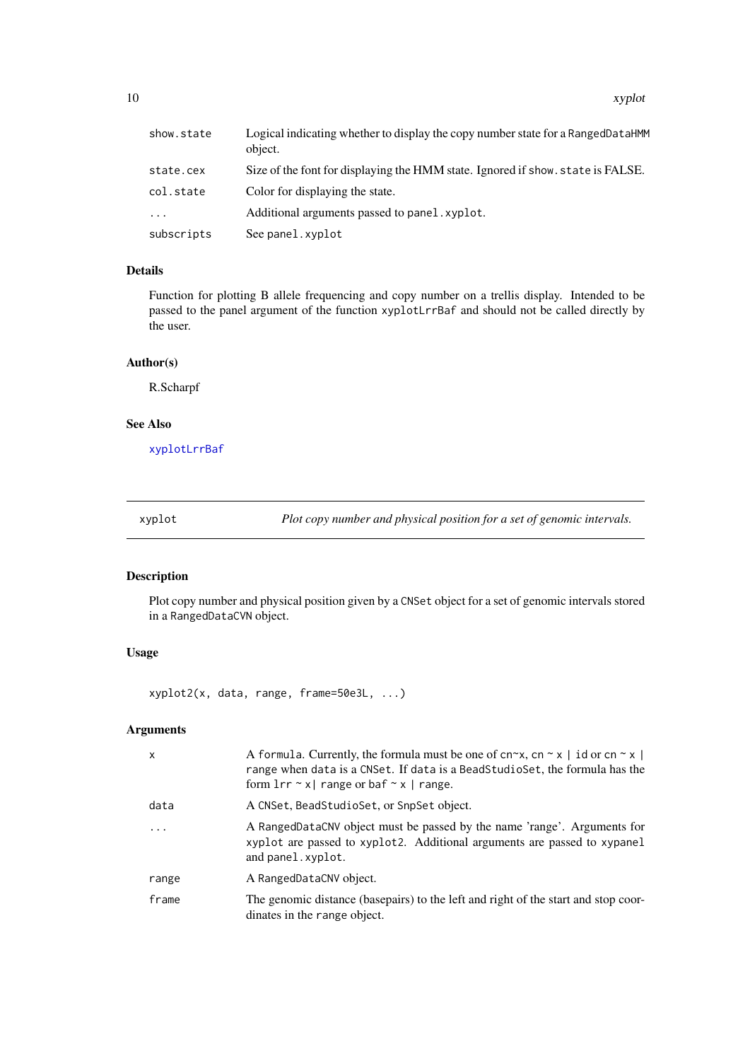| | |
|---|---|
| `show.state` | Logical indicating whether to display the copy number state for a `RangedDataHMM` object. |
| `state.cex` | Size of the font for displaying the HMM state. Ignored if `show.state` is FALSE. |
| `col.state` | Color for displaying the state. |
| `...` | Additional arguments passed to `panel.xyplot`. |
| `subscripts` | See `panel.xyplot` |

### Details

Function for plotting B allele frequencing and copy number on a trellis display. Intended to be passed to the panel argument of the function `xyplotLrrBaf` and should not be called directly by the user.

### Author(s)

R.Scharpf

### See Also

`xyplotLrrBaf`

---

## xyplot — *Plot copy number and physical position for a set of genomic intervals.*

---

### Description

Plot copy number and physical position given by a `CNSet` object for a set of genomic intervals stored in a `RangedDataCVN` object.

### Usage

```
xyplot2(x, data, range, frame=50e3L, ...)
```

### Arguments

| | |
|---|---|
| `x` | A `formula`. Currently, the formula must be one of `cn~x`, `cn ~ x | id` or `cn ~ x | range` when `data` is a `CNSet`. If `data` is a `BeadStudioSet`, the formula has the form `lrr ~ x| range` or `baf ~ x | range`. |
| `data` | A `CNSet`, `BeadStudioSet`, or `SnpSet` object. |
| `...` | A `RangedDataCNV` object must be passed by the name 'range'. Arguments for `xyplot` are passed to `xyplot2`. Additional arguments are passed to `xypanel` and `panel.xyplot`. |
| `range` | A `RangedDataCNV` object. |
| `frame` | The genomic distance (basepairs) to the left and right of the start and stop coordinates in the `range` object. |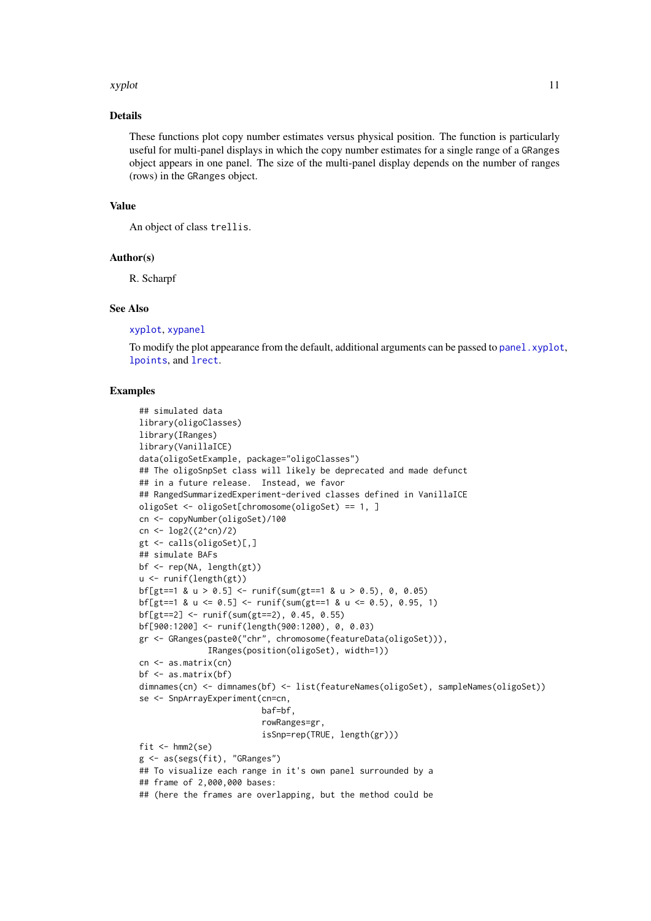## Details

These functions plot copy number estimates versus physical position. The function is particularly useful for multi-panel displays in which the copy number estimates for a single range of a `GRanges` object appears in one panel. The size of the multi-panel display depends on the number of ranges (rows) in the `GRanges` object.

## Value

An object of class `trellis`.

## Author(s)

R. Scharpf

## See Also

`xyplot`, `xypanel`

To modify the plot appearance from the default, additional arguments can be passed to `panel.xyplot`, `lpoints`, and `lrect`.

## Examples

```
## simulated data
library(oligoClasses)
library(IRanges)
library(VanillaICE)
data(oligoSetExample, package="oligoClasses")
## The oligoSnpSet class will likely be deprecated and made defunct
## in a future release.  Instead, we favor
## RangedSummarizedExperiment-derived classes defined in VanillaICE
oligoSet <- oligoSet[chromosome(oligoSet) == 1, ]
cn <- copyNumber(oligoSet)/100
cn <- log2((2^cn)/2)
gt <- calls(oligoSet)[,]
## simulate BAFs
bf <- rep(NA, length(gt))
u <- runif(length(gt))
bf[gt==1 & u > 0.5] <- runif(sum(gt==1 & u > 0.5), 0, 0.05)
bf[gt==1 & u <= 0.5] <- runif(sum(gt==1 & u <= 0.5), 0.95, 1)
bf[gt==2] <- runif(sum(gt==2), 0.45, 0.55)
bf[900:1200] <- runif(length(900:1200), 0, 0.03)
gr <- GRanges(paste0("chr", chromosome(featureData(oligoSet))),
              IRanges(position(oligoSet), width=1))
cn <- as.matrix(cn)
bf <- as.matrix(bf)
dimnames(cn) <- dimnames(bf) <- list(featureNames(oligoSet), sampleNames(oligoSet))
se <- SnpArrayExperiment(cn=cn,
                         baf=bf,
                         rowRanges=gr,
                         isSnp=rep(TRUE, length(gr)))
fit <- hmm2(se)
g <- as(segs(fit), "GRanges")
## To visualize each range in it's own panel surrounded by a
## frame of 2,000,000 bases:
## (here the frames are overlapping, but the method could be
```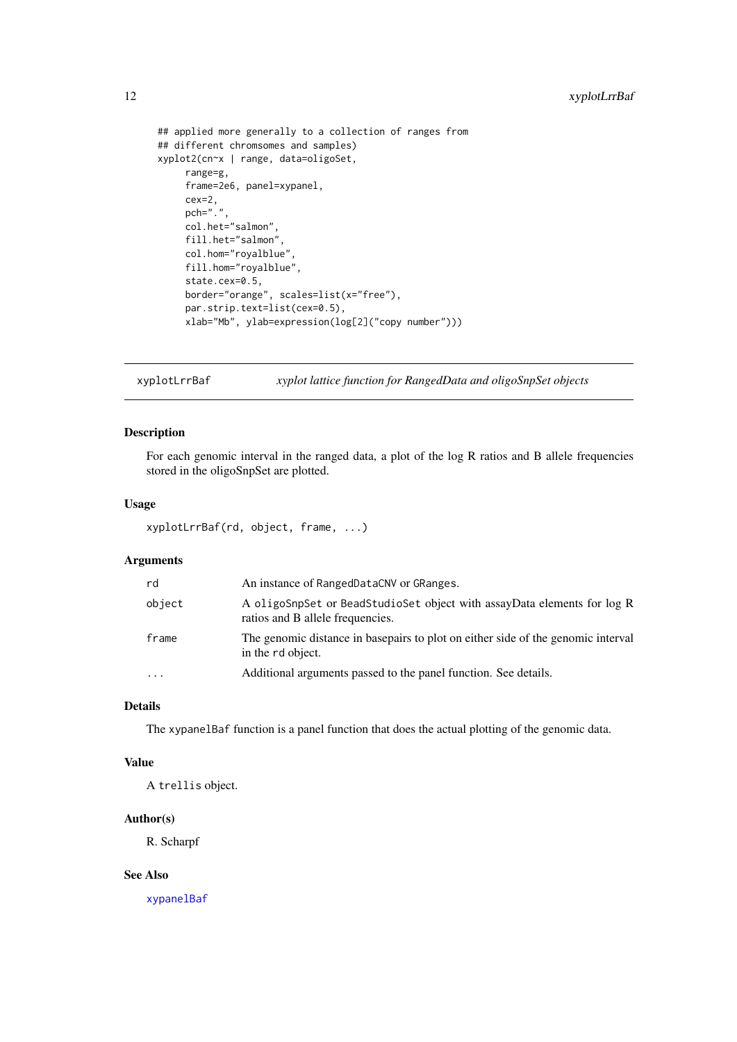```
## applied more generally to a collection of ranges from
## different chromsomes and samples)
xyplot2(cn~x | range, data=oligoSet,
     range=g,
     frame=2e6, panel=xypanel,
     cex=2,
     pch=".",
     col.het="salmon",
     fill.het="salmon",
     col.hom="royalblue",
     fill.hom="royalblue",
     state.cex=0.5,
     border="orange", scales=list(x="free"),
     par.strip.text=list(cex=0.5),
     xlab="Mb", ylab=expression(log[2]("copy number")))
```

---

## xyplotLrrBaf — *xyplot lattice function for RangedData and oligoSnpSet objects*

---

### Description

For each genomic interval in the ranged data, a plot of the log R ratios and B allele frequencies stored in the oligoSnpSet are plotted.

### Usage

```
xyplotLrrBaf(rd, object, frame, ...)
```

### Arguments

| | |
|---|---|
| `rd` | An instance of `RangedDataCNV` or `GRanges`. |
| `object` | A `oligoSnpSet` or `BeadStudioSet` object with assayData elements for log R ratios and B allele frequencies. |
| `frame` | The genomic distance in basepairs to plot on either side of the genomic interval in the `rd` object. |
| `...` | Additional arguments passed to the panel function. See details. |

### Details

The `xypanelBaf` function is a panel function that does the actual plotting of the genomic data.

### Value

A `trellis` object.

### Author(s)

R. Scharpf

### See Also

`xypanelBaf`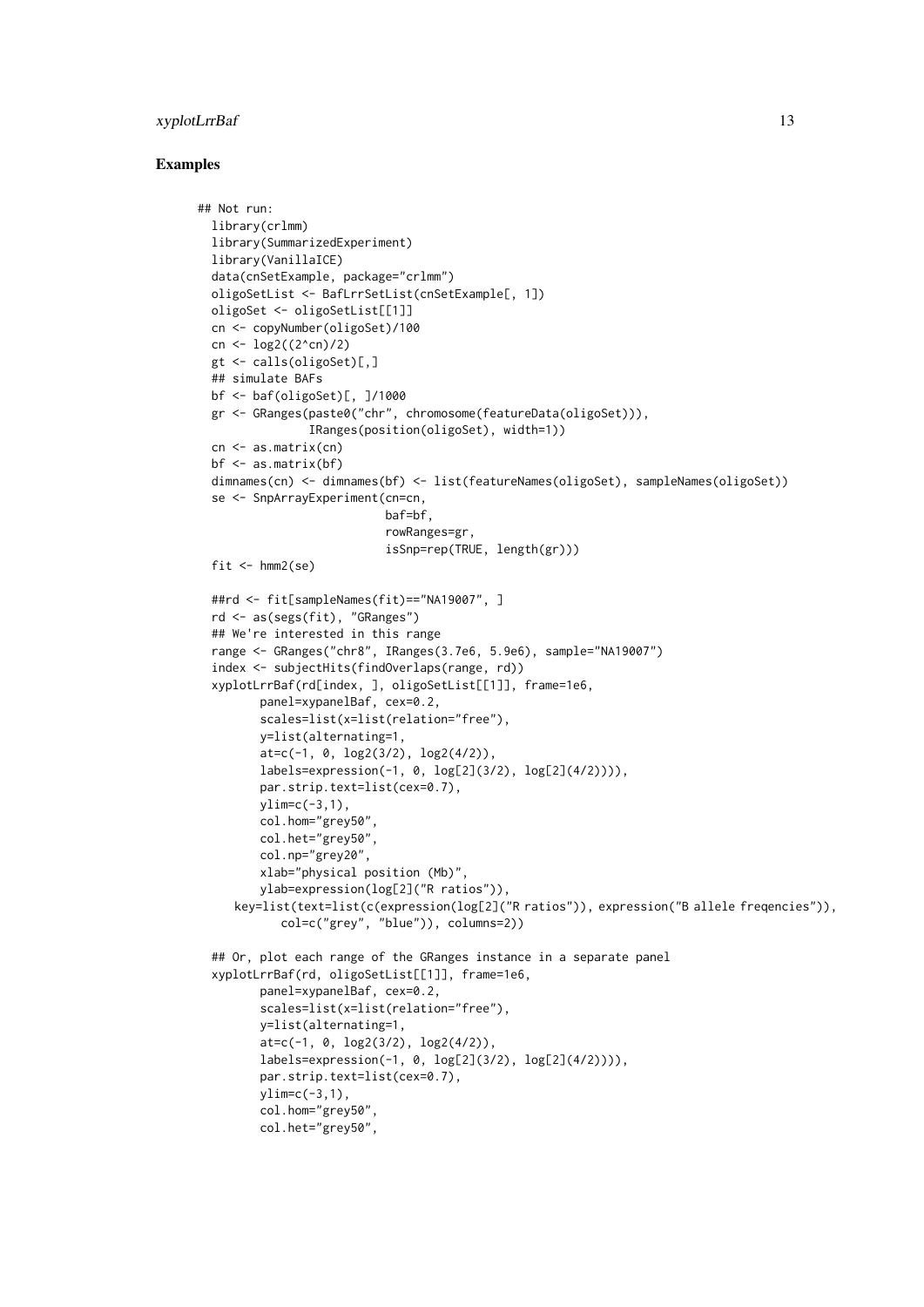## Examples

```
## Not run:
  library(crlmm)
  library(SummarizedExperiment)
  library(VanillaICE)
  data(cnSetExample, package="crlmm")
  oligoSetList <- BafLrrSetList(cnSetExample[, 1])
  oligoSet <- oligoSetList[[1]]
  cn <- copyNumber(oligoSet)/100
  cn <- log2((2^cn)/2)
  gt <- calls(oligoSet)[,]
  ## simulate BAFs
  bf <- baf(oligoSet)[, ]/1000
  gr <- GRanges(paste0("chr", chromosome(featureData(oligoSet))),
                IRanges(position(oligoSet), width=1))
  cn <- as.matrix(cn)
  bf <- as.matrix(bf)
  dimnames(cn) <- dimnames(bf) <- list(featureNames(oligoSet), sampleNames(oligoSet))
  se <- SnpArrayExperiment(cn=cn,
                           baf=bf,
                           rowRanges=gr,
                           isSnp=rep(TRUE, length(gr)))
  fit <- hmm2(se)

  ##rd <- fit[sampleNames(fit)=="NA19007", ]
  rd <- as(segs(fit), "GRanges")
  ## We're interested in this range
  range <- GRanges("chr8", IRanges(3.7e6, 5.9e6), sample="NA19007")
  index <- subjectHits(findOverlaps(range, rd))
  xyplotLrrBaf(rd[index, ], oligoSetList[[1]], frame=1e6,
         panel=xypanelBaf, cex=0.2,
         scales=list(x=list(relation="free"),
         y=list(alternating=1,
         at=c(-1, 0, log2(3/2), log2(4/2)),
         labels=expression(-1, 0, log[2](3/2), log[2](4/2)))),
         par.strip.text=list(cex=0.7),
         ylim=c(-3,1),
         col.hom="grey50",
         col.het="grey50",
         col.np="grey20",
         xlab="physical position (Mb)",
         ylab=expression(log[2]("R ratios")),
     key=list(text=list(c(expression(log[2]("R ratios")), expression("B allele freqencies")),
            col=c("grey", "blue")), columns=2))

  ## Or, plot each range of the GRanges instance in a separate panel
  xyplotLrrBaf(rd, oligoSetList[[1]], frame=1e6,
         panel=xypanelBaf, cex=0.2,
         scales=list(x=list(relation="free"),
         y=list(alternating=1,
         at=c(-1, 0, log2(3/2), log2(4/2)),
         labels=expression(-1, 0, log[2](3/2), log[2](4/2)))),
         par.strip.text=list(cex=0.7),
         ylim=c(-3,1),
         col.hom="grey50",
         col.het="grey50",
```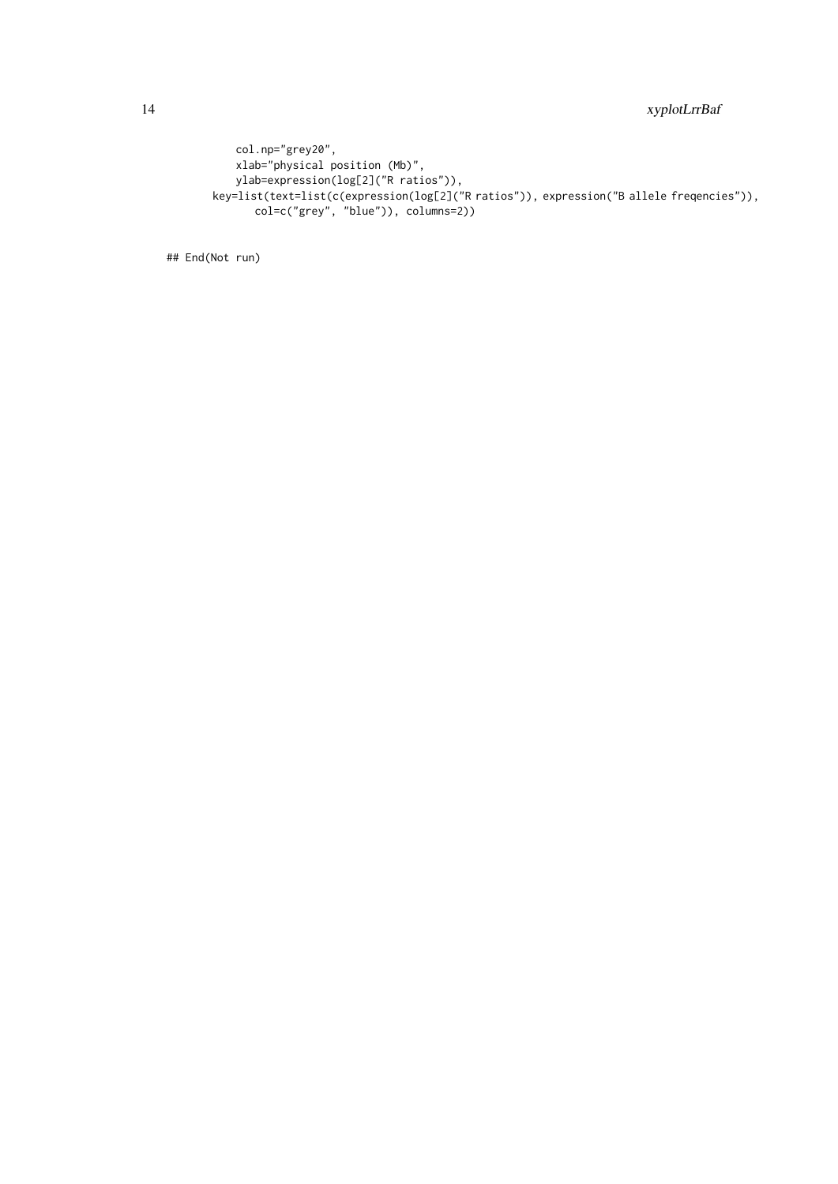```
        col.np="grey20",
        xlab="physical position (Mb)",
        ylab=expression(log[2]("R ratios")),
      key=list(text=list(c(expression(log[2]("R ratios")), expression("B allele freqencies")),
           col=c("grey", "blue")), columns=2))

## End(Not run)
```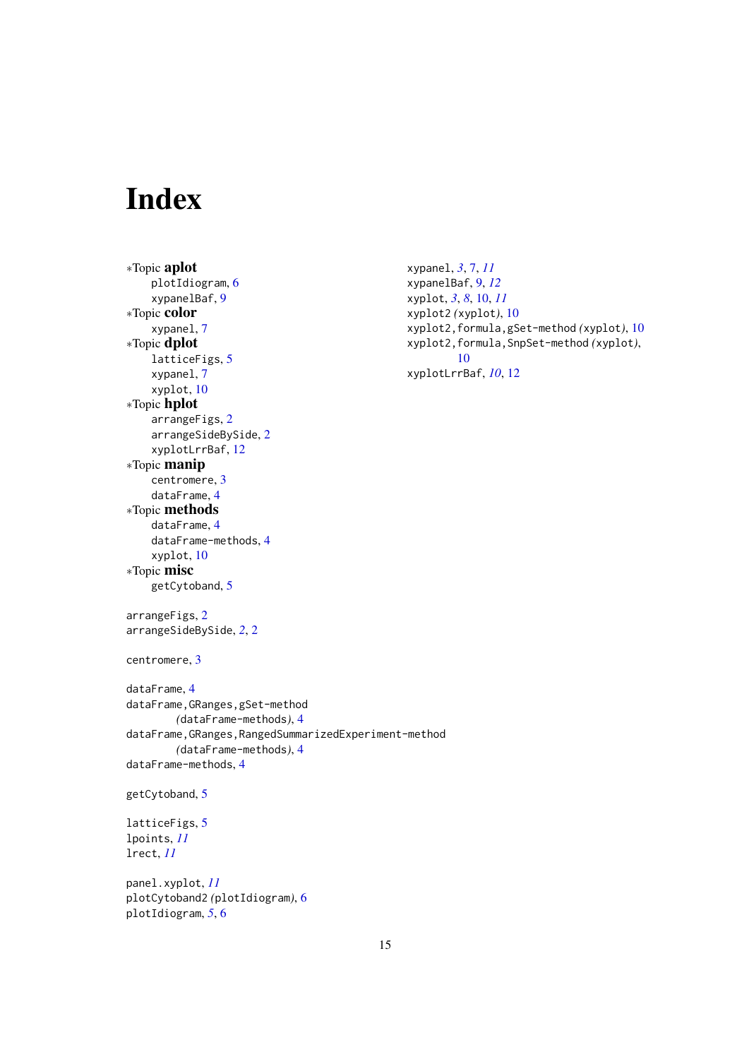# Index

∗Topic **aplot**
  plotIdiogram, 6
  xypanelBaf, 9
∗Topic **color**
  xypanel, 7
∗Topic **dplot**
  latticeFigs, 5
  xypanel, 7
  xyplot, 10
∗Topic **hplot**
  arrangeFigs, 2
  arrangeSideBySide, 2
  xyplotLrrBaf, 12
∗Topic **manip**
  centromere, 3
  dataFrame, 4
∗Topic **methods**
  dataFrame, 4
  dataFrame-methods, 4
  xyplot, 10
∗Topic **misc**
  getCytoband, 5

arrangeFigs, 2
arrangeSideBySide, *2*, 2

centromere, 3

dataFrame, 4
dataFrame,GRanges,gSet-method
  *(*dataFrame-methods*)*, 4
dataFrame,GRanges,RangedSummarizedExperiment-method
  *(*dataFrame-methods*)*, 4
dataFrame-methods, 4

getCytoband, 5

latticeFigs, 5
lpoints, *11*
lrect, *11*

panel.xyplot, *11*
plotCytoband2 *(*plotIdiogram*)*, 6
plotIdiogram, *5*, 6

xypanel, *3*, 7, *11*
xypanelBaf, 9, *12*
xyplot, *3*, *8*, 10, *11*
xyplot2 *(*xyplot*)*, 10
xyplot2,formula,gSet-method *(*xyplot*)*, 10
xyplot2,formula,SnpSet-method *(*xyplot*)*,
  10
xyplotLrrBaf, *10*, 12